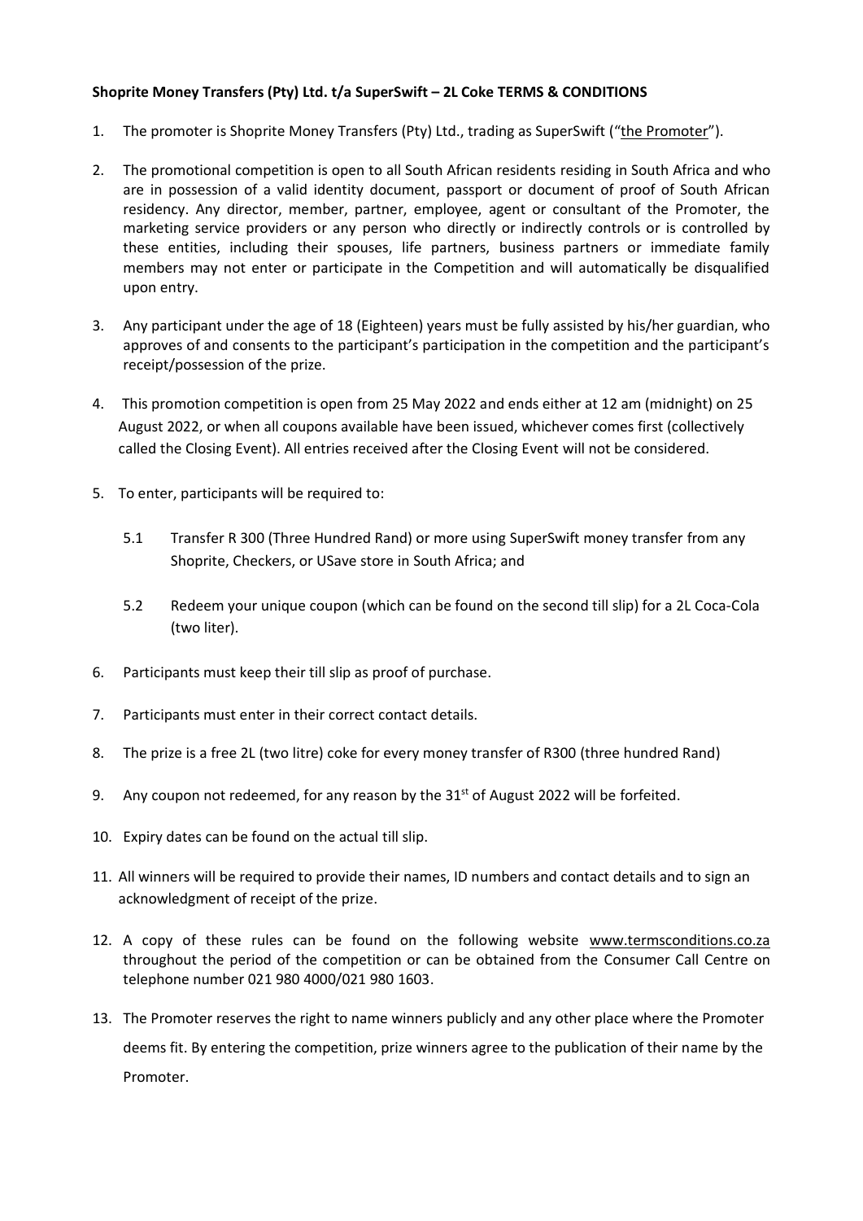**Shoprite Money Transfers (Pty) Ltd. t/a SuperSwift – 2L Coke TERMS & CONDITIONS**

1. The promoter is Shoprite Money Transfers (Pty) Ltd., trading as SuperSwift ("the Promoter").

2. The promotional competition is open to all South African residents residing in South Africa and who are in possession of a valid identity document, passport or document of proof of South African residency. Any director, member, partner, employee, agent or consultant of the Promoter, the marketing service providers or any person who directly or indirectly controls or is controlled by these entities, including their spouses, life partners, business partners or immediate family members may not enter or participate in the Competition and will automatically be disqualified upon entry.

3. Any participant under the age of 18 (Eighteen) years must be fully assisted by his/her guardian, who approves of and consents to the participant's participation in the competition and the participant's receipt/possession of the prize.

4. This promotion competition is open from 25 May 2022 and ends either at 12 am (midnight) on 25 August 2022, or when all coupons available have been issued, whichever comes first (collectively called the Closing Event). All entries received after the Closing Event will not be considered.

5. To enter, participants will be required to:

   5.1 Transfer R 300 (Three Hundred Rand) or more using SuperSwift money transfer from any Shoprite, Checkers, or USave store in South Africa; and

   5.2 Redeem your unique coupon (which can be found on the second till slip) for a 2L Coca-Cola (two liter).

6. Participants must keep their till slip as proof of purchase.

7. Participants must enter in their correct contact details.

8. The prize is a free 2L (two litre) coke for every money transfer of R300 (three hundred Rand)

9. Any coupon not redeemed, for any reason by the 31st of August 2022 will be forfeited.

10. Expiry dates can be found on the actual till slip.

11. All winners will be required to provide their names, ID numbers and contact details and to sign an acknowledgment of receipt of the prize.

12. A copy of these rules can be found on the following website www.termsconditions.co.za throughout the period of the competition or can be obtained from the Consumer Call Centre on telephone number 021 980 4000/021 980 1603.

13. The Promoter reserves the right to name winners publicly and any other place where the Promoter deems fit. By entering the competition, prize winners agree to the publication of their name by the Promoter.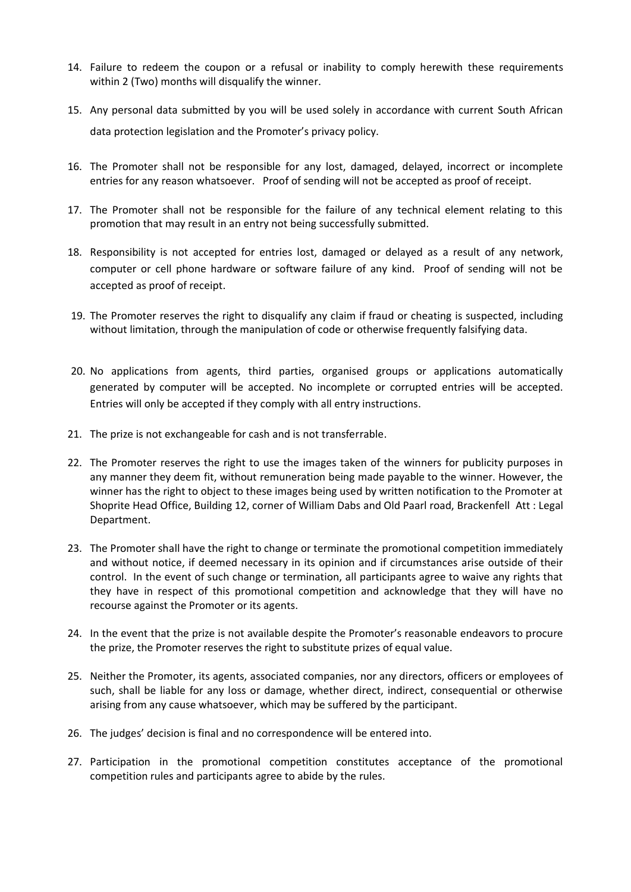14. Failure to redeem the coupon or a refusal or inability to comply herewith these requirements within 2 (Two) months will disqualify the winner.

15. Any personal data submitted by you will be used solely in accordance with current South African data protection legislation and the Promoter's privacy policy.

16. The Promoter shall not be responsible for any lost, damaged, delayed, incorrect or incomplete entries for any reason whatsoever. Proof of sending will not be accepted as proof of receipt.

17. The Promoter shall not be responsible for the failure of any technical element relating to this promotion that may result in an entry not being successfully submitted.

18. Responsibility is not accepted for entries lost, damaged or delayed as a result of any network, computer or cell phone hardware or software failure of any kind. Proof of sending will not be accepted as proof of receipt.

19. The Promoter reserves the right to disqualify any claim if fraud or cheating is suspected, including without limitation, through the manipulation of code or otherwise frequently falsifying data.

20. No applications from agents, third parties, organised groups or applications automatically generated by computer will be accepted. No incomplete or corrupted entries will be accepted. Entries will only be accepted if they comply with all entry instructions.

21. The prize is not exchangeable for cash and is not transferrable.

22. The Promoter reserves the right to use the images taken of the winners for publicity purposes in any manner they deem fit, without remuneration being made payable to the winner. However, the winner has the right to object to these images being used by written notification to the Promoter at Shoprite Head Office, Building 12, corner of William Dabs and Old Paarl road, Brackenfell Att : Legal Department.

23. The Promoter shall have the right to change or terminate the promotional competition immediately and without notice, if deemed necessary in its opinion and if circumstances arise outside of their control. In the event of such change or termination, all participants agree to waive any rights that they have in respect of this promotional competition and acknowledge that they will have no recourse against the Promoter or its agents.

24. In the event that the prize is not available despite the Promoter's reasonable endeavors to procure the prize, the Promoter reserves the right to substitute prizes of equal value.

25. Neither the Promoter, its agents, associated companies, nor any directors, officers or employees of such, shall be liable for any loss or damage, whether direct, indirect, consequential or otherwise arising from any cause whatsoever, which may be suffered by the participant.

26. The judges' decision is final and no correspondence will be entered into.

27. Participation in the promotional competition constitutes acceptance of the promotional competition rules and participants agree to abide by the rules.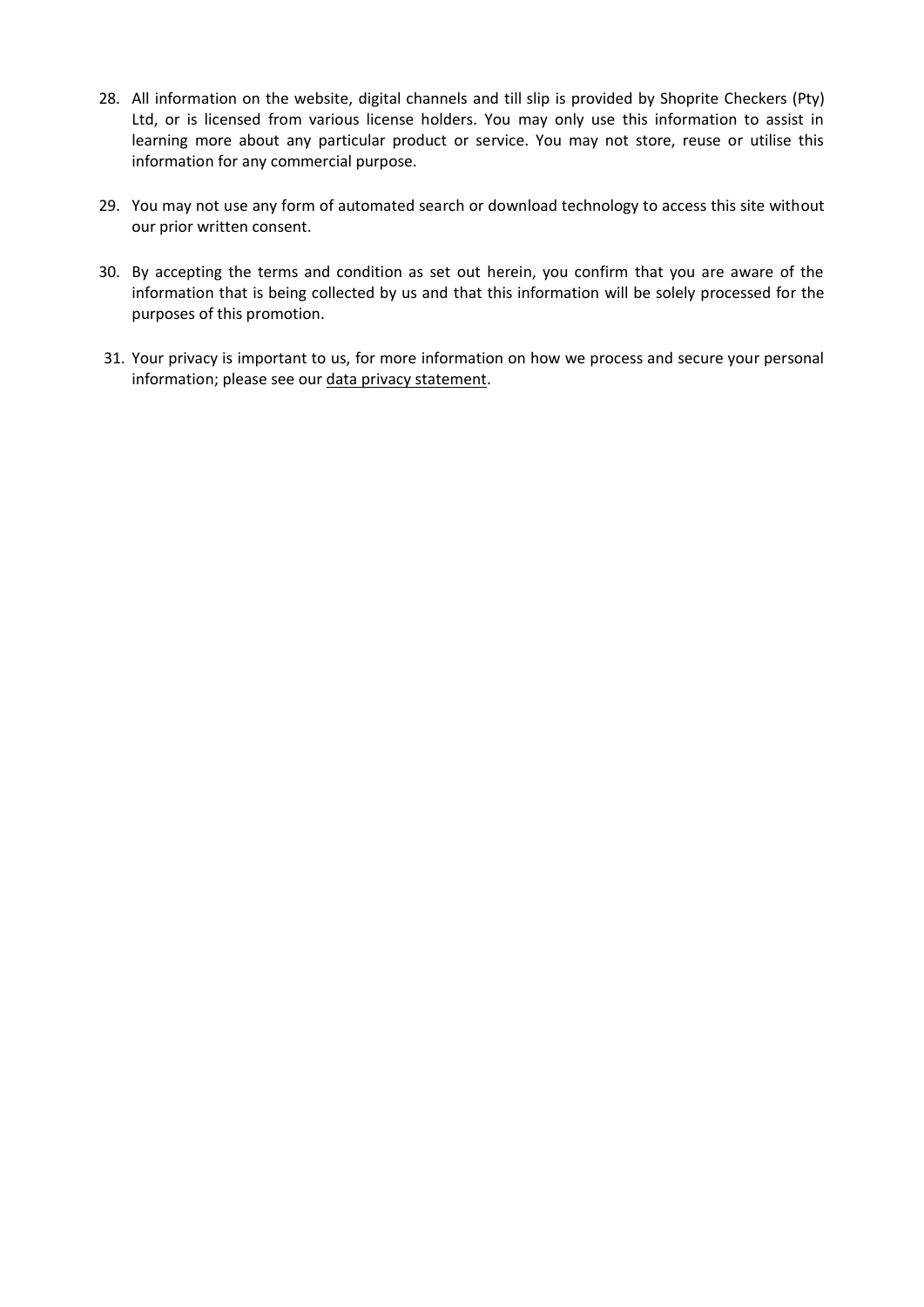28. All information on the website, digital channels and till slip is provided by Shoprite Checkers (Pty) Ltd, or is licensed from various license holders. You may only use this information to assist in learning more about any particular product or service. You may not store, reuse or utilise this information for any commercial purpose.

29. You may not use any form of automated search or download technology to access this site without our prior written consent.

30. By accepting the terms and condition as set out herein, you confirm that you are aware of the information that is being collected by us and that this information will be solely processed for the purposes of this promotion.

31. Your privacy is important to us, for more information on how we process and secure your personal information; please see our data privacy statement.